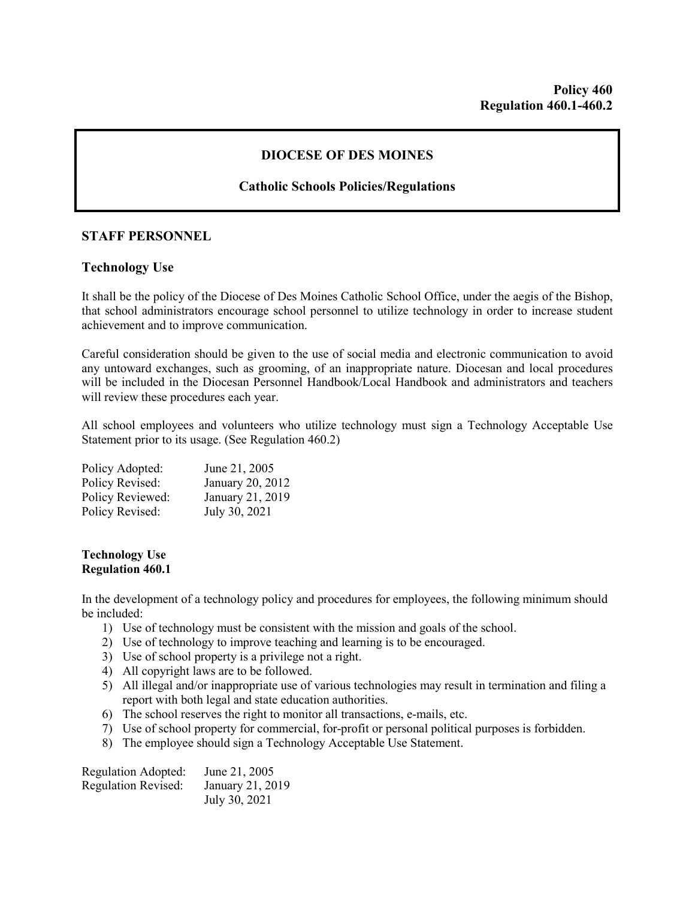**Policy 460**
**Regulation 460.1-460.2**

# DIOCESE OF DES MOINES

## Catholic Schools Policies/Regulations

## STAFF PERSONNEL

### Technology Use

It shall be the policy of the Diocese of Des Moines Catholic School Office, under the aegis of the Bishop, that school administrators encourage school personnel to utilize technology in order to increase student achievement and to improve communication.

Careful consideration should be given to the use of social media and electronic communication to avoid any untoward exchanges, such as grooming, of an inappropriate nature. Diocesan and local procedures will be included in the Diocesan Personnel Handbook/Local Handbook and administrators and teachers will review these procedures each year.

All school employees and volunteers who utilize technology must sign a Technology Acceptable Use Statement prior to its usage. (See Regulation 460.2)

| | |
|---|---|
| Policy Adopted: | June 21, 2005 |
| Policy Revised: | January 20, 2012 |
| Policy Reviewed: | January 21, 2019 |
| Policy Revised: | July 30, 2021 |

**Technology Use**
**Regulation 460.1**

In the development of a technology policy and procedures for employees, the following minimum should be included:

1) Use of technology must be consistent with the mission and goals of the school.
2) Use of technology to improve teaching and learning is to be encouraged.
3) Use of school property is a privilege not a right.
4) All copyright laws are to be followed.
5) All illegal and/or inappropriate use of various technologies may result in termination and filing a report with both legal and state education authorities.
6) The school reserves the right to monitor all transactions, e-mails, etc.
7) Use of school property for commercial, for-profit or personal political purposes is forbidden.
8) The employee should sign a Technology Acceptable Use Statement.

| | |
|---|---|
| Regulation Adopted: | June 21, 2005 |
| Regulation Revised: | January 21, 2019 |
| | July 30, 2021 |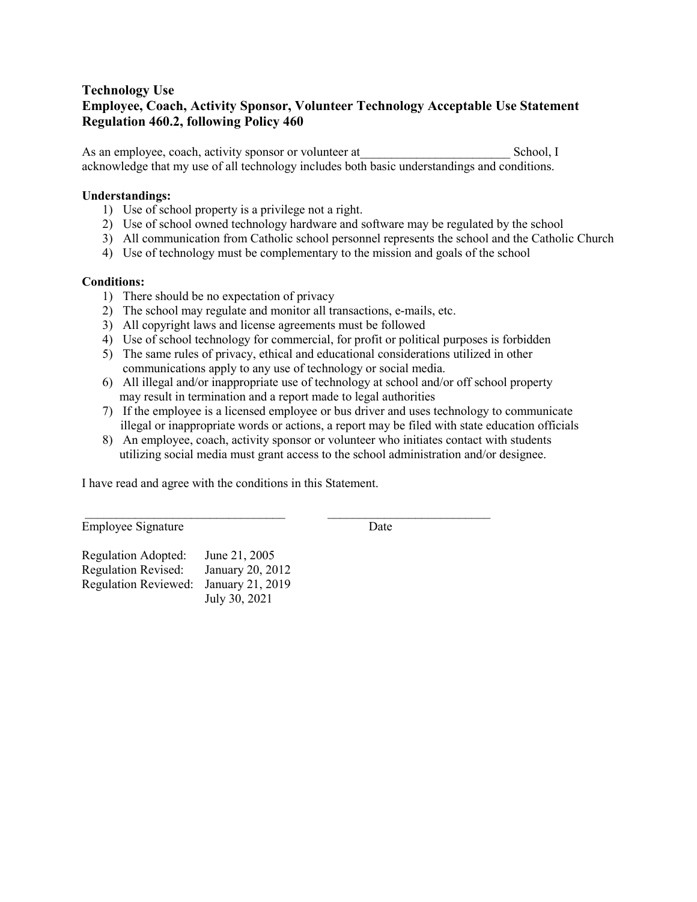**Technology Use**
**Employee, Coach, Activity Sponsor, Volunteer Technology Acceptable Use Statement**
**Regulation 460.2, following Policy 460**

As an employee, coach, activity sponsor or volunteer at________________________ School, I acknowledge that my use of all technology includes both basic understandings and conditions.

**Understandings:**

1) Use of school property is a privilege not a right.
2) Use of school owned technology hardware and software may be regulated by the school
3) All communication from Catholic school personnel represents the school and the Catholic Church
4) Use of technology must be complementary to the mission and goals of the school

**Conditions:**

1) There should be no expectation of privacy
2) The school may regulate and monitor all transactions, e-mails, etc.
3) All copyright laws and license agreements must be followed
4) Use of school technology for commercial, for profit or political purposes is forbidden
5) The same rules of privacy, ethical and educational considerations utilized in other communications apply to any use of technology or social media.
6) All illegal and/or inappropriate use of technology at school and/or off school property may result in termination and a report made to legal authorities
7) If the employee is a licensed employee or bus driver and uses technology to communicate illegal or inappropriate words or actions, a report may be filed with state education officials
8) An employee, coach, activity sponsor or volunteer who initiates contact with students utilizing social media must grant access to the school administration and/or designee.

I have read and agree with the conditions in this Statement.

_________________________________ __________________________

Employee Signature Date

Regulation Adopted: June 21, 2005
Regulation Revised: January 20, 2012
Regulation Reviewed: January 21, 2019
July 30, 2021